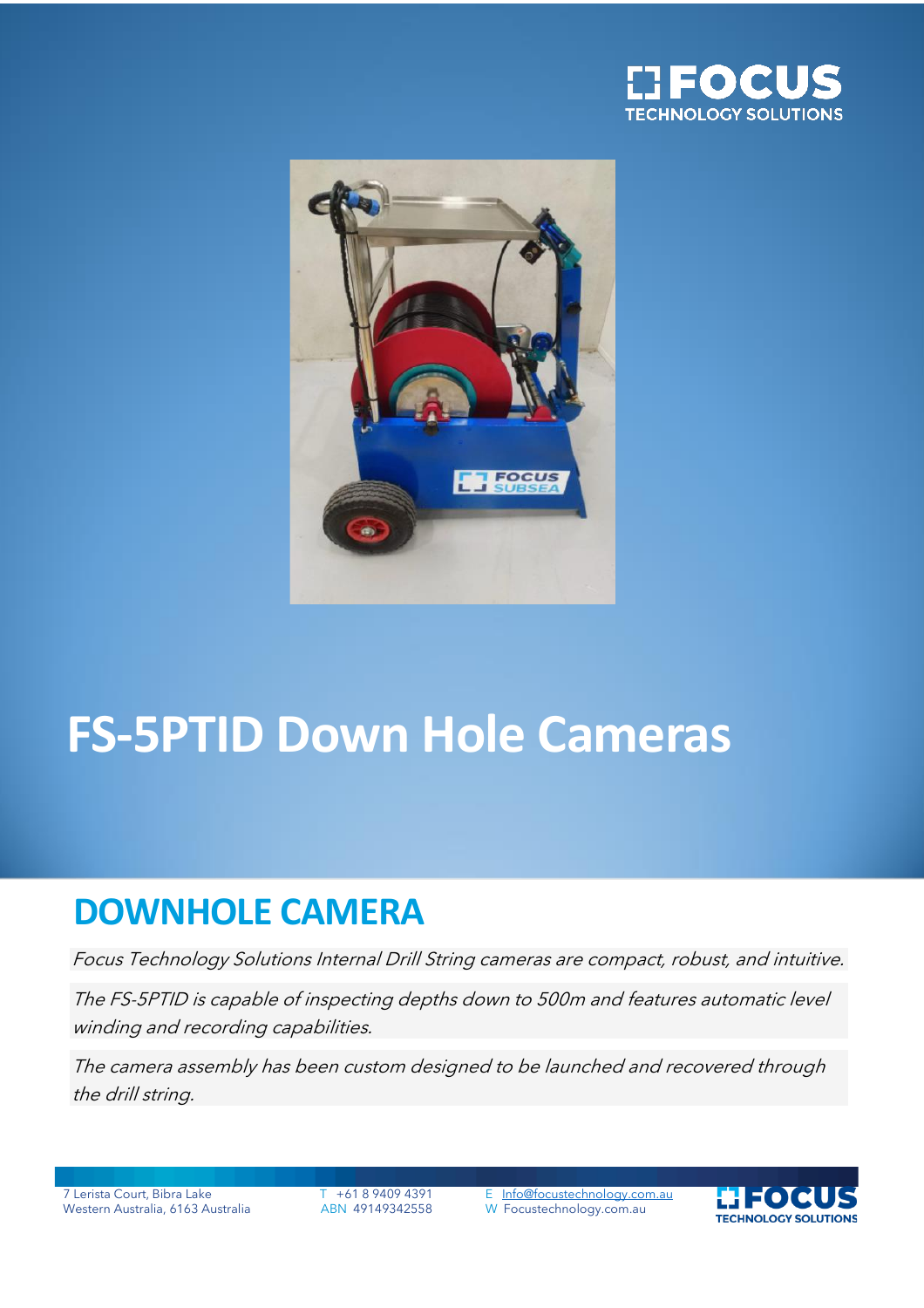# FS-5PTID Down Hole Cameras

## DOWNHOLE CAMERA

*Focus Technology Solutions Internal Drill String cameras are compact, robust, and intuitive.*

*The FS-5PTID is capable of inspecting depths down to 500m and features automatic level winding and recording capabilities.*

*The camera assembly has been custom designed to be launched and recovered through the drill string.*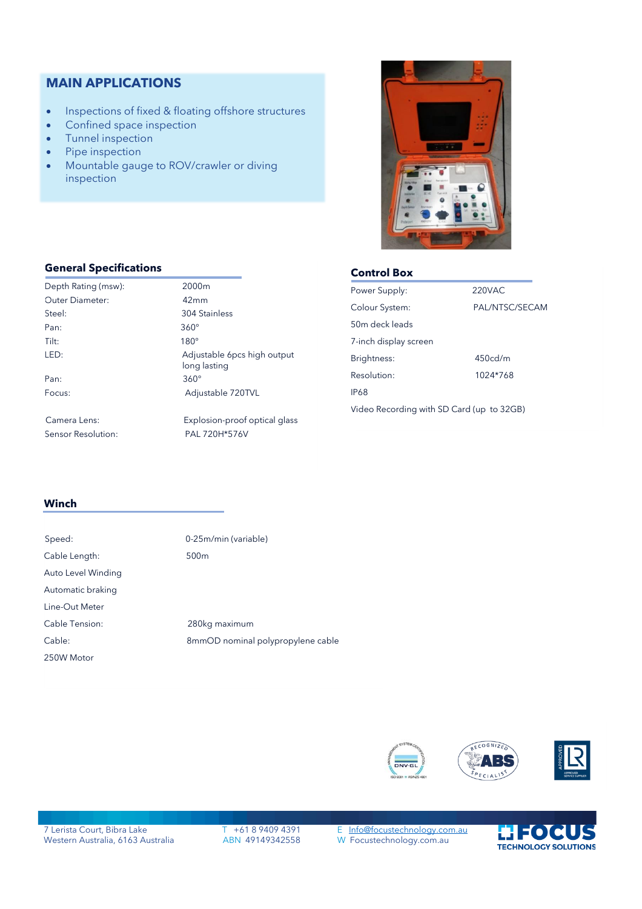## MAIN APPLICATIONS

- Inspections of fixed & floating offshore structures
- Confined space inspection
- Tunnel inspection
- Pipe inspection
- Mountable gauge to ROV/crawler or diving inspection

### General Specifications

| | |
|---|---|
| Depth Rating (msw): | 2000m |
| Outer Diameter: | 42mm |
| Steel: | 304 Stainless |
| Pan: | 360° |
| Tilt: | 180° |
| LED: | Adjustable 6pcs high output long lasting |
| Pan: | 360° |
| Focus: | Adjustable 720TVL |
| Camera Lens: | Explosion-proof optical glass |
| Sensor Resolution: | PAL 720H*576V |

### Control Box

| | |
|---|---|
| Power Supply: | 220VAC |
| Colour System: | PAL/NTSC/SECAM |
| 50m deck leads | |
| 7-inch display screen | |
| Brightness: | 450cd/m |
| Resolution: | 1024*768 |
| IP68 | |
| Video Recording with SD Card (up to 32GB) | |

### Winch

| | |
|---|---|
| Speed: | 0-25m/min (variable) |
| Cable Length: | 500m |
| Auto Level Winding | |
| Automatic braking | |
| Line-Out Meter | |
| Cable Tension: | 280kg maximum |
| Cable: | 8mmOD nominal polypropylene cable |
| 250W Motor | |

7 Lerista Court, Bibra Lake
Western Australia, 6163 Australia

T +61 8 9409 4391
ABN 49149342558

E Info@focustechnology.com.au
W Focustechnology.com.au

FOCUS TECHNOLOGY SOLUTIONS